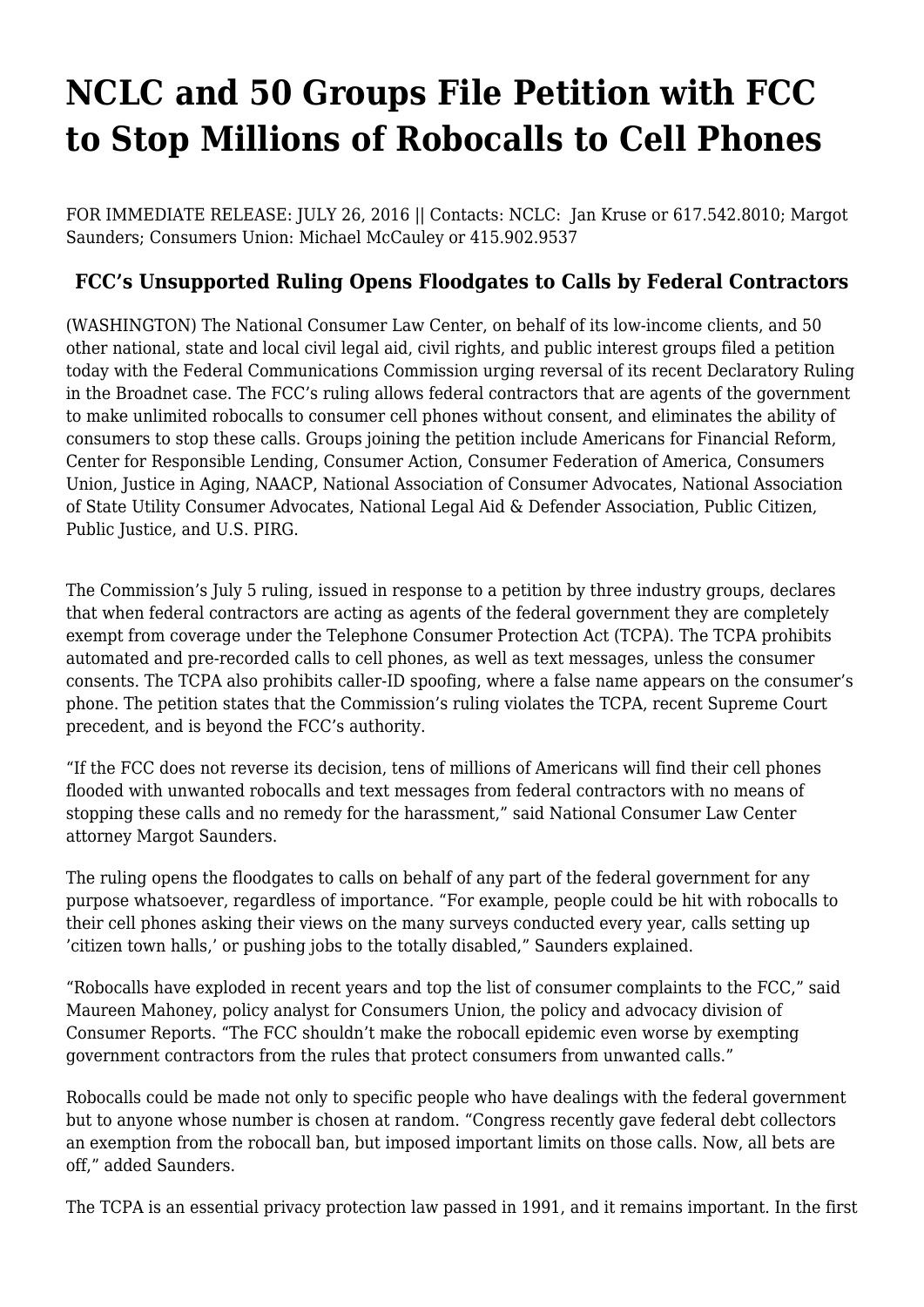# NCLC and 50 Groups File Petition with FCC to Stop Millions of Robocalls to Cell Phones

FOR IMMEDIATE RELEASE: JULY 26, 2016 || Contacts: NCLC:  Jan Kruse or 617.542.8010; Margot Saunders; Consumers Union: Michael McCauley or 415.902.9537

### FCC's Unsupported Ruling Opens Floodgates to Calls by Federal Contractors

(WASHINGTON) The National Consumer Law Center, on behalf of its low-income clients, and 50 other national, state and local civil legal aid, civil rights, and public interest groups filed a petition today with the Federal Communications Commission urging reversal of its recent Declaratory Ruling in the Broadnet case. The FCC's ruling allows federal contractors that are agents of the government to make unlimited robocalls to consumer cell phones without consent, and eliminates the ability of consumers to stop these calls. Groups joining the petition include Americans for Financial Reform, Center for Responsible Lending, Consumer Action, Consumer Federation of America, Consumers Union, Justice in Aging, NAACP, National Association of Consumer Advocates, National Association of State Utility Consumer Advocates, National Legal Aid & Defender Association, Public Citizen, Public Justice, and U.S. PIRG.

The Commission's July 5 ruling, issued in response to a petition by three industry groups, declares that when federal contractors are acting as agents of the federal government they are completely exempt from coverage under the Telephone Consumer Protection Act (TCPA). The TCPA prohibits automated and pre-recorded calls to cell phones, as well as text messages, unless the consumer consents. The TCPA also prohibits caller-ID spoofing, where a false name appears on the consumer's phone. The petition states that the Commission's ruling violates the TCPA, recent Supreme Court precedent, and is beyond the FCC's authority.

"If the FCC does not reverse its decision, tens of millions of Americans will find their cell phones flooded with unwanted robocalls and text messages from federal contractors with no means of stopping these calls and no remedy for the harassment," said National Consumer Law Center attorney Margot Saunders.

The ruling opens the floodgates to calls on behalf of any part of the federal government for any purpose whatsoever, regardless of importance. "For example, people could be hit with robocalls to their cell phones asking their views on the many surveys conducted every year, calls setting up 'citizen town halls,' or pushing jobs to the totally disabled," Saunders explained.

"Robocalls have exploded in recent years and top the list of consumer complaints to the FCC," said Maureen Mahoney, policy analyst for Consumers Union, the policy and advocacy division of Consumer Reports. "The FCC shouldn't make the robocall epidemic even worse by exempting government contractors from the rules that protect consumers from unwanted calls."

Robocalls could be made not only to specific people who have dealings with the federal government but to anyone whose number is chosen at random. "Congress recently gave federal debt collectors an exemption from the robocall ban, but imposed important limits on those calls. Now, all bets are off," added Saunders.

The TCPA is an essential privacy protection law passed in 1991, and it remains important. In the first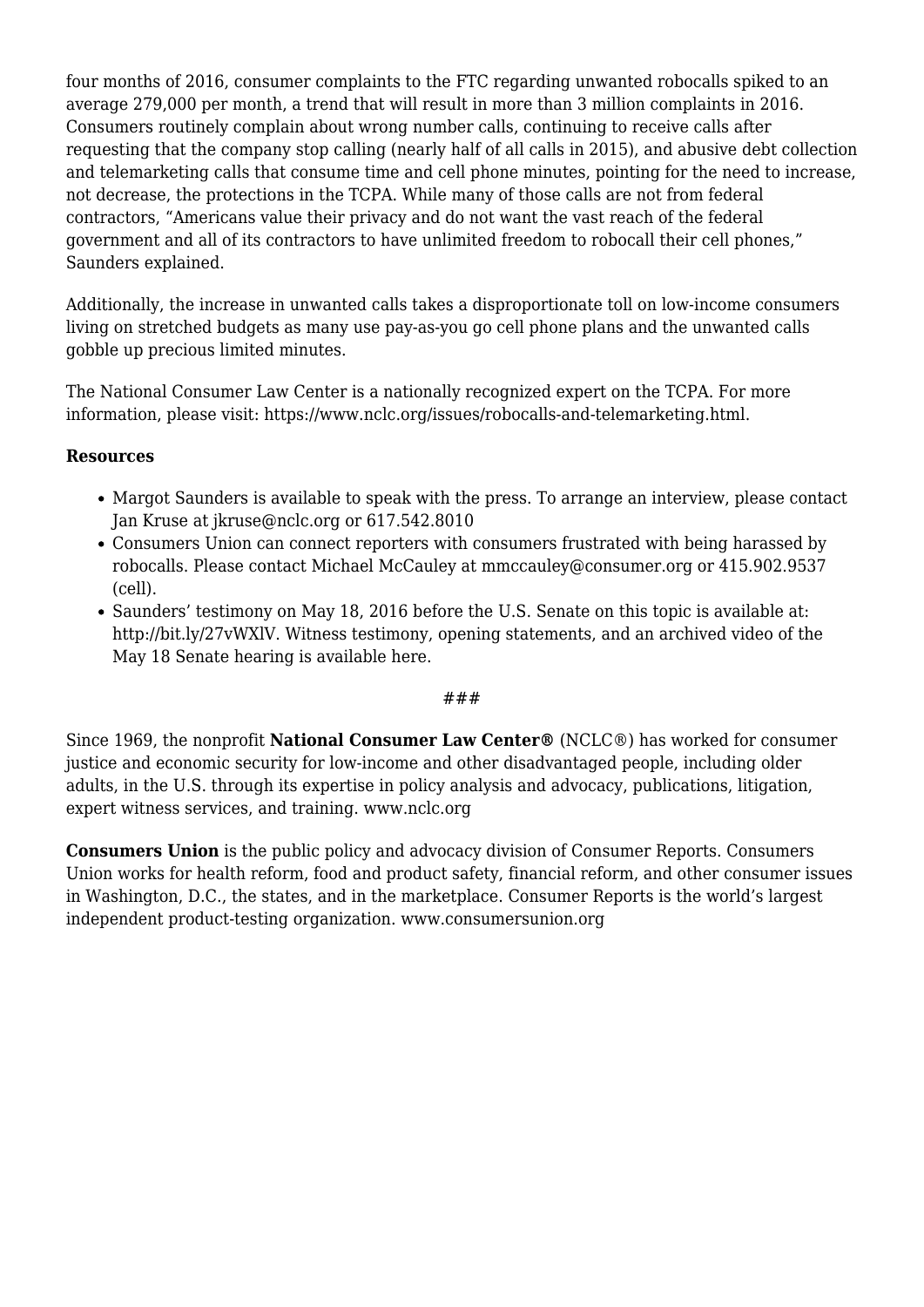four months of 2016, consumer complaints to the FTC regarding unwanted robocalls spiked to an average 279,000 per month, a trend that will result in more than 3 million complaints in 2016. Consumers routinely complain about wrong number calls, continuing to receive calls after requesting that the company stop calling (nearly half of all calls in 2015), and abusive debt collection and telemarketing calls that consume time and cell phone minutes, pointing for the need to increase, not decrease, the protections in the TCPA. While many of those calls are not from federal contractors, "Americans value their privacy and do not want the vast reach of the federal government and all of its contractors to have unlimited freedom to robocall their cell phones," Saunders explained.

Additionally, the increase in unwanted calls takes a disproportionate toll on low-income consumers living on stretched budgets as many use pay-as-you go cell phone plans and the unwanted calls gobble up precious limited minutes.

The National Consumer Law Center is a nationally recognized expert on the TCPA. For more information, please visit: https://www.nclc.org/issues/robocalls-and-telemarketing.html.

**Resources**

- Margot Saunders is available to speak with the press. To arrange an interview, please contact Jan Kruse at jkruse@nclc.org or 617.542.8010
- Consumers Union can connect reporters with consumers frustrated with being harassed by robocalls. Please contact Michael McCauley at mmccauley@consumer.org or 415.902.9537 (cell).
- Saunders' testimony on May 18, 2016 before the U.S. Senate on this topic is available at: http://bit.ly/27vWXlV. Witness testimony, opening statements, and an archived video of the May 18 Senate hearing is available here.

###

Since 1969, the nonprofit **National Consumer Law Center®** (NCLC®) has worked for consumer justice and economic security for low-income and other disadvantaged people, including older adults, in the U.S. through its expertise in policy analysis and advocacy, publications, litigation, expert witness services, and training. www.nclc.org

**Consumers Union** is the public policy and advocacy division of Consumer Reports. Consumers Union works for health reform, food and product safety, financial reform, and other consumer issues in Washington, D.C., the states, and in the marketplace. Consumer Reports is the world's largest independent product-testing organization. www.consumersunion.org